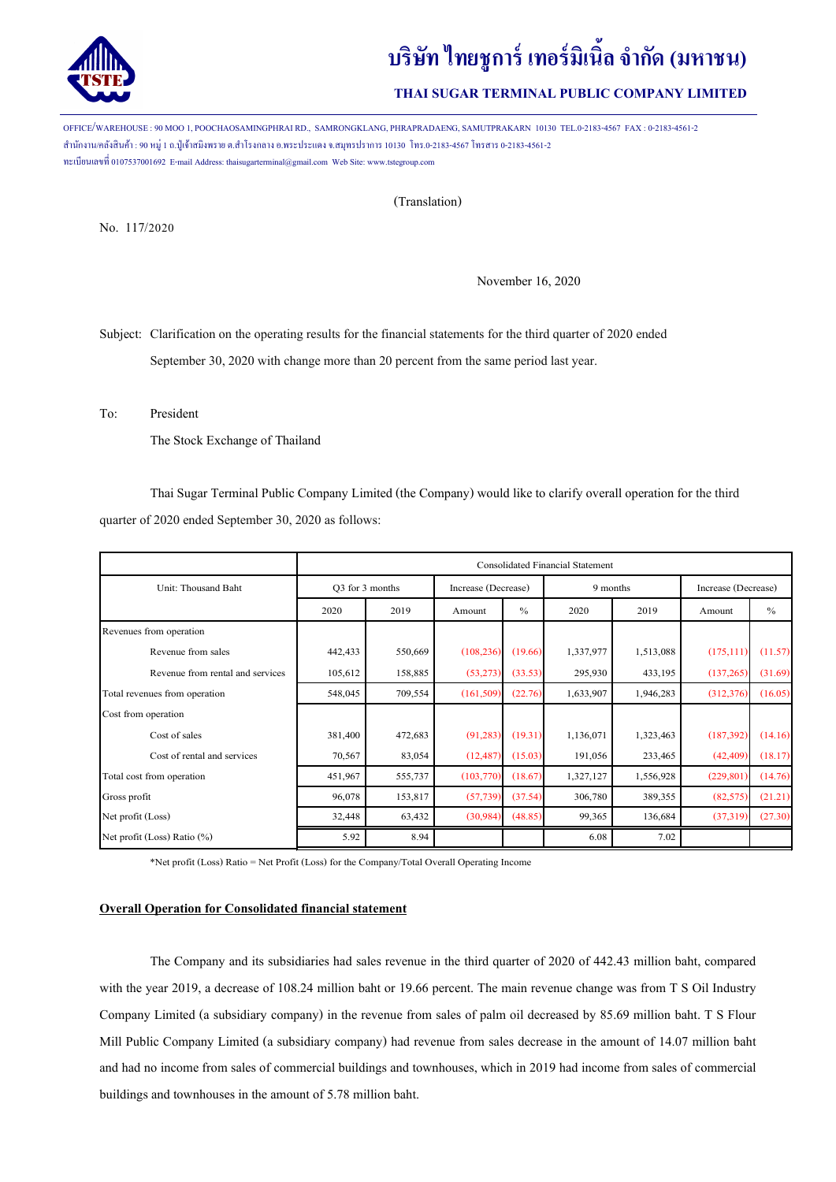# บริษัท ไทยชูการ์ เทอร์มิเนิ้ล จำกัด (มหาชน)

**THAI SUGAR TERMINAL PUBLIC COMPANY LIMITED**

OFFICE/WAREHOUSE : 90 MOO 1, POOCHAOSAMINGPHRAI RD., SAMRONGKLANG, PHRAPRADAENG, SAMUTPRAKARN 10130 TEL.0-2183-4567 FAX : 0-2183-4561-2
สำนักงาน/คลังสินค้า : 90 หมู่ 1 ถ.ปู่เจ้าสมิงพราย ต.สำโรงกลาง อ.พระประแดง จ.สมุทรปราการ 10130 โทร.0-2183-4567 โทรสาร 0-2183-4561-2
ทะเบียนเลขที่ 0107537001692 E-mail Address: thaisugarterminal@gmail.com Web Site: www.tstegroup.com

(Translation)

No. 117/2020

November 16, 2020

Subject: Clarification on the operating results for the financial statements for the third quarter of 2020 ended September 30, 2020 with change more than 20 percent from the same period last year.

To: President
The Stock Exchange of Thailand

Thai Sugar Terminal Public Company Limited (the Company) would like to clarify overall operation for the third quarter of 2020 ended September 30, 2020 as follows:

| | Consolidated Financial Statement | | | | | | | |
|---|---|---|---|---|---|---|---|---|
| Unit: Thousand Baht | Q3 for 3 months | | Increase (Decrease) | | 9 months | | Increase (Decrease) | |
| | 2020 | 2019 | Amount | % | 2020 | 2019 | Amount | % |
| Revenues from operation | | | | | | | | |
| Revenue from sales | 442,433 | 550,669 | (108,236) | (19.66) | 1,337,977 | 1,513,088 | (175,111) | (11.57) |
| Revenue from rental and services | 105,612 | 158,885 | (53,273) | (33.53) | 295,930 | 433,195 | (137,265) | (31.69) |
| Total revenues from operation | 548,045 | 709,554 | (161,509) | (22.76) | 1,633,907 | 1,946,283 | (312,376) | (16.05) |
| Cost from operation | | | | | | | | |
| Cost of sales | 381,400 | 472,683 | (91,283) | (19.31) | 1,136,071 | 1,323,463 | (187,392) | (14.16) |
| Cost of rental and services | 70,567 | 83,054 | (12,487) | (15.03) | 191,056 | 233,465 | (42,409) | (18.17) |
| Total cost from operation | 451,967 | 555,737 | (103,770) | (18.67) | 1,327,127 | 1,556,928 | (229,801) | (14.76) |
| Gross profit | 96,078 | 153,817 | (57,739) | (37.54) | 306,780 | 389,355 | (82,575) | (21.21) |
| Net profit (Loss) | 32,448 | 63,432 | (30,984) | (48.85) | 99,365 | 136,684 | (37,319) | (27.30) |
| Net profit (Loss) Ratio (%) | 5.92 | 8.94 | | | 6.08 | 7.02 | | |

*Net profit (Loss) Ratio = Net Profit (Loss) for the Company/Total Overall Operating Income

**Overall Operation for Consolidated financial statement**

The Company and its subsidiaries had sales revenue in the third quarter of 2020 of 442.43 million baht, compared with the year 2019, a decrease of 108.24 million baht or 19.66 percent. The main revenue change was from T S Oil Industry Company Limited (a subsidiary company) in the revenue from sales of palm oil decreased by 85.69 million baht. T S Flour Mill Public Company Limited (a subsidiary company) had revenue from sales decrease in the amount of 14.07 million baht and had no income from sales of commercial buildings and townhouses, which in 2019 had income from sales of commercial buildings and townhouses in the amount of 5.78 million baht.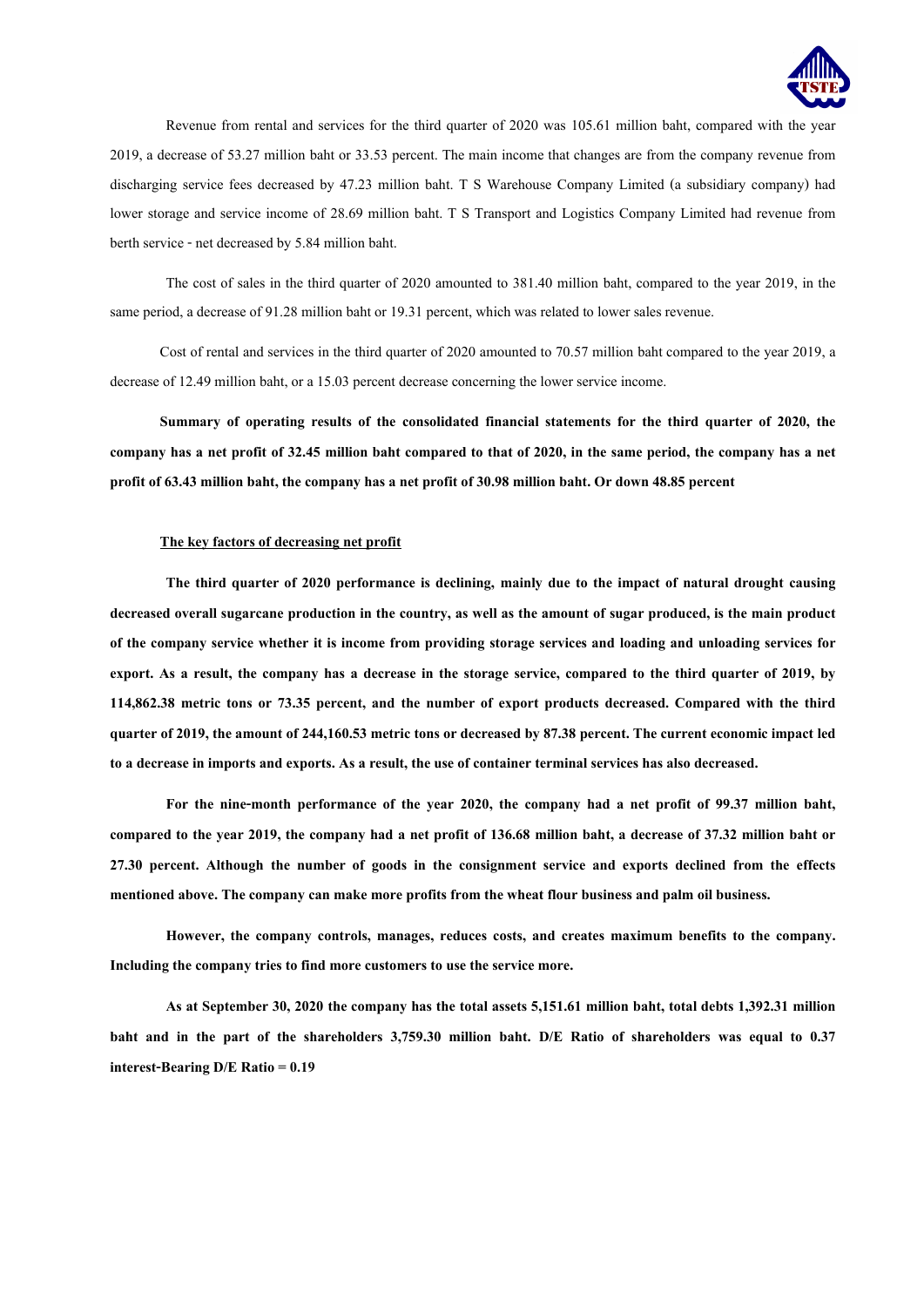Revenue from rental and services for the third quarter of 2020 was 105.61 million baht, compared with the year 2019, a decrease of 53.27 million baht or 33.53 percent. The main income that changes are from the company revenue from discharging service fees decreased by 47.23 million baht. T S Warehouse Company Limited (a subsidiary company) had lower storage and service income of 28.69 million baht. T S Transport and Logistics Company Limited had revenue from berth service - net decreased by 5.84 million baht.

The cost of sales in the third quarter of 2020 amounted to 381.40 million baht, compared to the year 2019, in the same period, a decrease of 91.28 million baht or 19.31 percent, which was related to lower sales revenue.

Cost of rental and services in the third quarter of 2020 amounted to 70.57 million baht compared to the year 2019, a decrease of 12.49 million baht, or a 15.03 percent decrease concerning the lower service income.

**Summary of operating results of the consolidated financial statements for the third quarter of 2020, the company has a net profit of 32.45 million baht compared to that of 2020, in the same period, the company has a net profit of 63.43 million baht, the company has a net profit of 30.98 million baht. Or down 48.85 percent**

**<u>The key factors of decreasing net profit</u>**

**The third quarter of 2020 performance is declining, mainly due to the impact of natural drought causing decreased overall sugarcane production in the country, as well as the amount of sugar produced, is the main product of the company service whether it is income from providing storage services and loading and unloading services for export. As a result, the company has a decrease in the storage service, compared to the third quarter of 2019, by 114,862.38 metric tons or 73.35 percent, and the number of export products decreased. Compared with the third quarter of 2019, the amount of 244,160.53 metric tons or decreased by 87.38 percent. The current economic impact led to a decrease in imports and exports. As a result, the use of container terminal services has also decreased.**

**For the nine-month performance of the year 2020, the company had a net profit of 99.37 million baht, compared to the year 2019, the company had a net profit of 136.68 million baht, a decrease of 37.32 million baht or 27.30 percent. Although the number of goods in the consignment service and exports declined from the effects mentioned above. The company can make more profits from the wheat flour business and palm oil business.**

**However, the company controls, manages, reduces costs, and creates maximum benefits to the company. Including the company tries to find more customers to use the service more.**

**As at September 30, 2020 the company has the total assets 5,151.61 million baht, total debts 1,392.31 million baht and in the part of the shareholders 3,759.30 million baht. D/E Ratio of shareholders was equal to 0.37 interest-Bearing D/E Ratio = 0.19**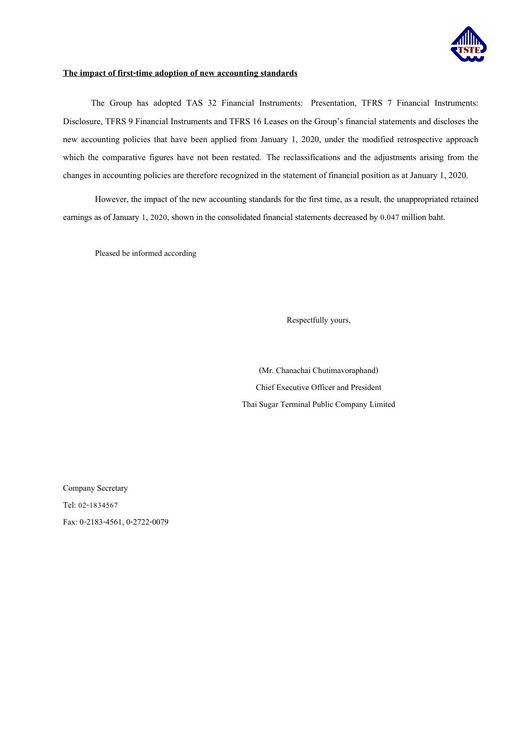**The impact of first-time adoption of new accounting standards**

The Group has adopted TAS 32 Financial Instruments: Presentation, TFRS 7 Financial Instruments: Disclosure, TFRS 9 Financial Instruments and TFRS 16 Leases on the Group's financial statements and discloses the new accounting policies that have been applied from January 1, 2020, under the modified retrospective approach which the comparative figures have not been restated. The reclassifications and the adjustments arising from the changes in accounting policies are therefore recognized in the statement of financial position as at January 1, 2020.

However, the impact of the new accounting standards for the first time, as a result, the unappropriated retained earnings as of January 1, 2020, shown in the consolidated financial statements decreased by 0.047 million baht.

Pleased be informed according

Respectfully yours,

(Mr. Chanachai Chutimavoraphand)
Chief Executive Officer and President
Thai Sugar Terminal Public Company Limited

Company Secretary
Tel: 02-1834567
Fax: 0-2183-4561, 0-2722-0079